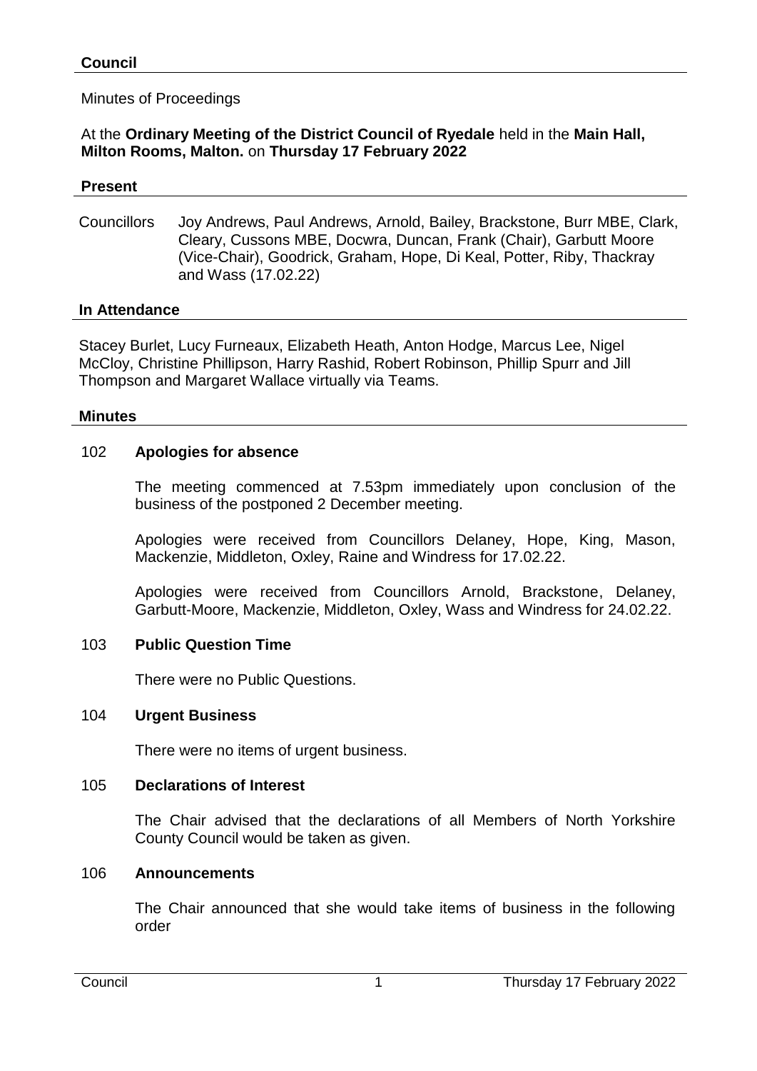## Council

Minutes of Proceedings

At the **Ordinary Meeting of the District Council of Ryedale** held in the **Main Hall, Milton Rooms, Malton.** on **Thursday 17 February 2022**

### Present

Councillors Joy Andrews, Paul Andrews, Arnold, Bailey, Brackstone, Burr MBE, Clark, Cleary, Cussons MBE, Docwra, Duncan, Frank (Chair), Garbutt Moore (Vice-Chair), Goodrick, Graham, Hope, Di Keal, Potter, Riby, Thackray and Wass (17.02.22)

### In Attendance

Stacey Burlet, Lucy Furneaux, Elizabeth Heath, Anton Hodge, Marcus Lee, Nigel McCloy, Christine Phillipson, Harry Rashid, Robert Robinson, Phillip Spurr and Jill Thompson and Margaret Wallace virtually via Teams.

### Minutes

**102 Apologies for absence**

The meeting commenced at 7.53pm immediately upon conclusion of the business of the postponed 2 December meeting.

Apologies were received from Councillors Delaney, Hope, King, Mason, Mackenzie, Middleton, Oxley, Raine and Windress for 17.02.22.

Apologies were received from Councillors Arnold, Brackstone, Delaney, Garbutt-Moore, Mackenzie, Middleton, Oxley, Wass and Windress for 24.02.22.

**103 Public Question Time**

There were no Public Questions.

**104 Urgent Business**

There were no items of urgent business.

**105 Declarations of Interest**

The Chair advised that the declarations of all Members of North Yorkshire County Council would be taken as given.

**106 Announcements**

The Chair announced that she would take items of business in the following order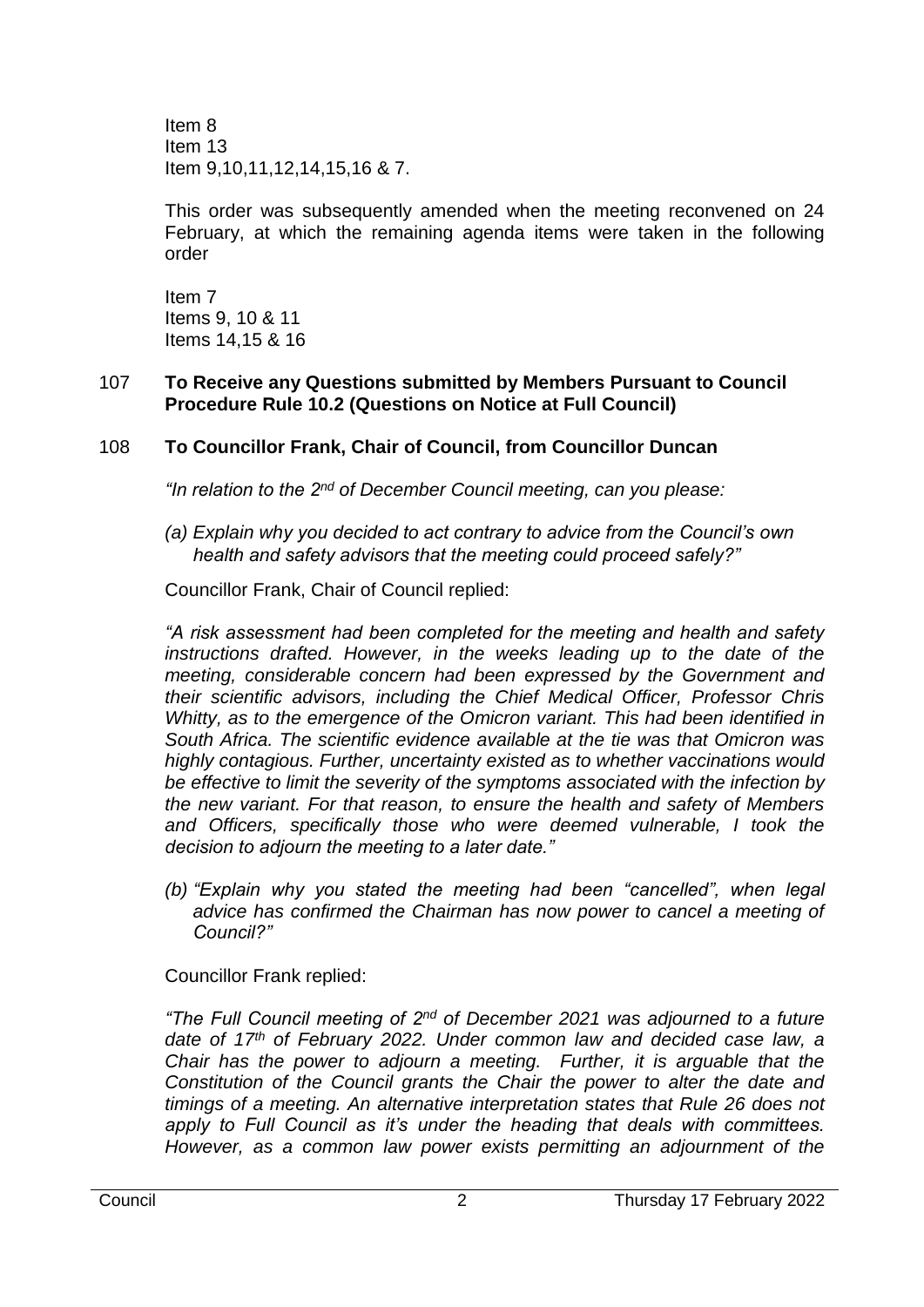Item 8
Item 13
Item 9,10,11,12,14,15,16 & 7.

This order was subsequently amended when the meeting reconvened on 24 February, at which the remaining agenda items were taken in the following order

Item 7
Items 9, 10 & 11
Items 14,15 & 16

**107 To Receive any Questions submitted by Members Pursuant to Council Procedure Rule 10.2 (Questions on Notice at Full Council)**

**108 To Councillor Frank, Chair of Council, from Councillor Duncan**

*"In relation to the 2nd of December Council meeting, can you please:*

*(a) Explain why you decided to act contrary to advice from the Council's own health and safety advisors that the meeting could proceed safely?"*

Councillor Frank, Chair of Council replied:

*"A risk assessment had been completed for the meeting and health and safety instructions drafted. However, in the weeks leading up to the date of the meeting, considerable concern had been expressed by the Government and their scientific advisors, including the Chief Medical Officer, Professor Chris Whitty, as to the emergence of the Omicron variant. This had been identified in South Africa. The scientific evidence available at the tie was that Omicron was highly contagious. Further, uncertainty existed as to whether vaccinations would be effective to limit the severity of the symptoms associated with the infection by the new variant. For that reason, to ensure the health and safety of Members and Officers, specifically those who were deemed vulnerable, I took the decision to adjourn the meeting to a later date."*

*(b) "Explain why you stated the meeting had been "cancelled", when legal advice has confirmed the Chairman has now power to cancel a meeting of Council?"*

Councillor Frank replied:

*"The Full Council meeting of 2nd of December 2021 was adjourned to a future date of 17th of February 2022. Under common law and decided case law, a Chair has the power to adjourn a meeting. Further, it is arguable that the Constitution of the Council grants the Chair the power to alter the date and timings of a meeting. An alternative interpretation states that Rule 26 does not apply to Full Council as it's under the heading that deals with committees. However, as a common law power exists permitting an adjournment of the*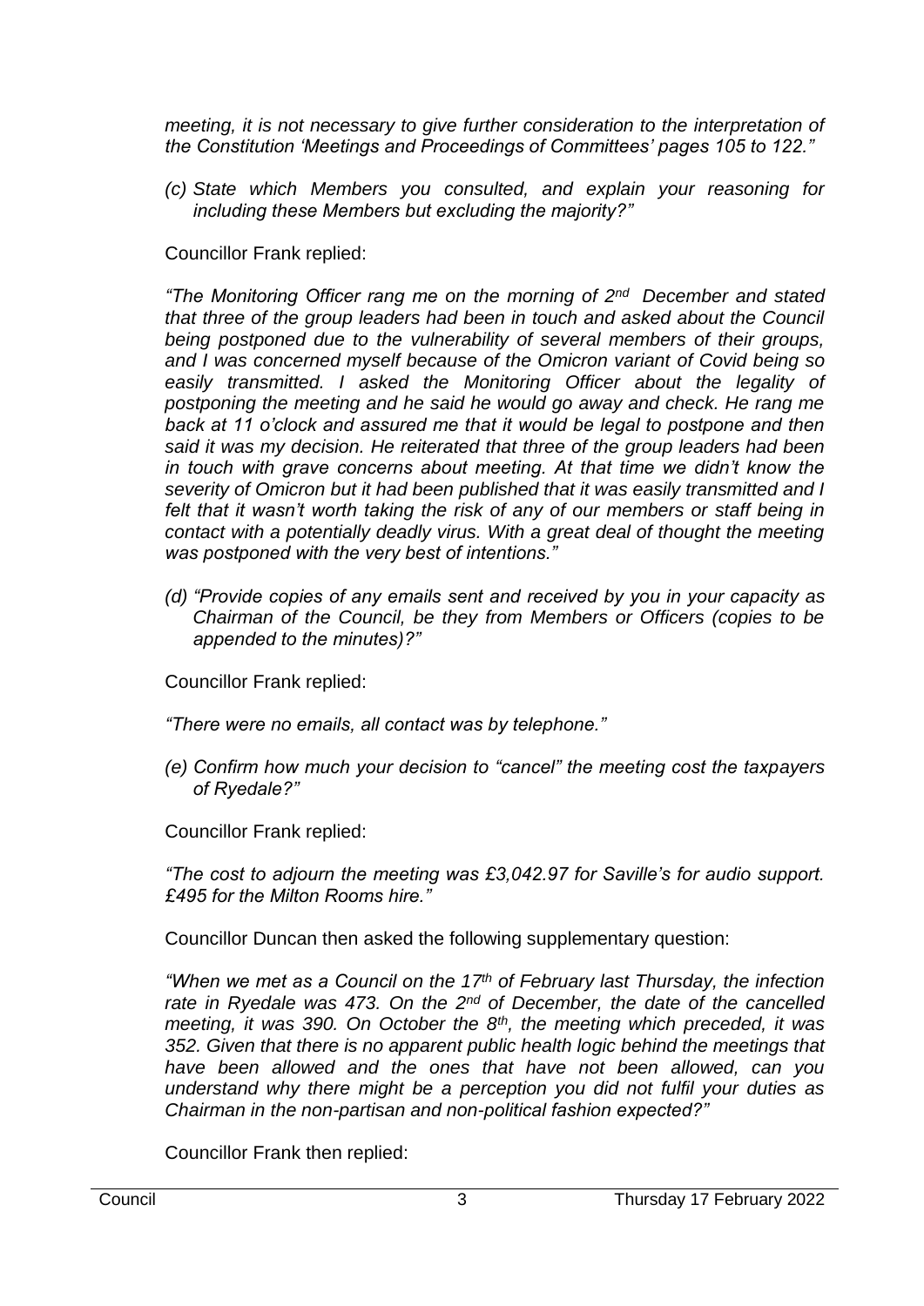*meeting, it is not necessary to give further consideration to the interpretation of the Constitution 'Meetings and Proceedings of Committees' pages 105 to 122."*

*(c) State which Members you consulted, and explain your reasoning for including these Members but excluding the majority?"*

Councillor Frank replied:

*"The Monitoring Officer rang me on the morning of 2nd December and stated that three of the group leaders had been in touch and asked about the Council being postponed due to the vulnerability of several members of their groups, and I was concerned myself because of the Omicron variant of Covid being so easily transmitted. I asked the Monitoring Officer about the legality of postponing the meeting and he said he would go away and check. He rang me back at 11 o'clock and assured me that it would be legal to postpone and then said it was my decision. He reiterated that three of the group leaders had been in touch with grave concerns about meeting. At that time we didn't know the severity of Omicron but it had been published that it was easily transmitted and I felt that it wasn't worth taking the risk of any of our members or staff being in contact with a potentially deadly virus. With a great deal of thought the meeting was postponed with the very best of intentions."*

*(d) "Provide copies of any emails sent and received by you in your capacity as Chairman of the Council, be they from Members or Officers (copies to be appended to the minutes)?"*

Councillor Frank replied:

*"There were no emails, all contact was by telephone."*

*(e) Confirm how much your decision to "cancel" the meeting cost the taxpayers of Ryedale?"*

Councillor Frank replied:

*"The cost to adjourn the meeting was £3,042.97 for Saville's for audio support. £495 for the Milton Rooms hire."*

Councillor Duncan then asked the following supplementary question:

*"When we met as a Council on the 17th of February last Thursday, the infection rate in Ryedale was 473. On the 2nd of December, the date of the cancelled meeting, it was 390. On October the 8th, the meeting which preceded, it was 352. Given that there is no apparent public health logic behind the meetings that have been allowed and the ones that have not been allowed, can you understand why there might be a perception you did not fulfil your duties as Chairman in the non-partisan and non-political fashion expected?"*

Councillor Frank then replied: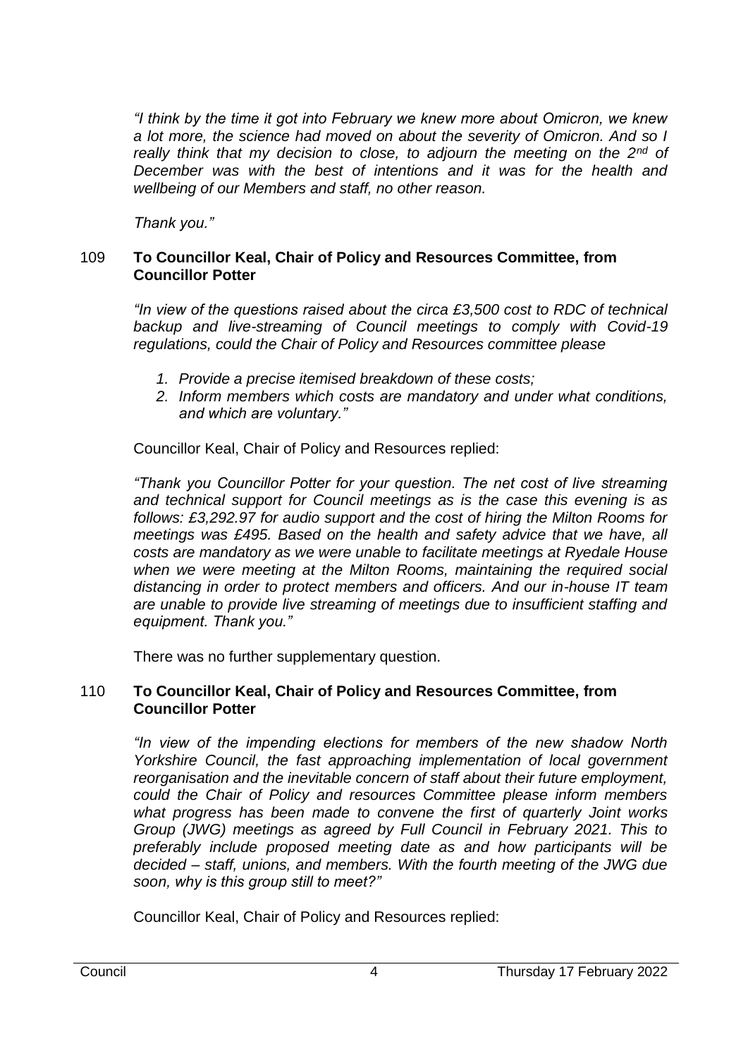*"I think by the time it got into February we knew more about Omicron, we knew a lot more, the science had moved on about the severity of Omicron. And so I really think that my decision to close, to adjourn the meeting on the 2nd of December was with the best of intentions and it was for the health and wellbeing of our Members and staff, no other reason.*

*Thank you."*

**109 To Councillor Keal, Chair of Policy and Resources Committee, from Councillor Potter**

*"In view of the questions raised about the circa £3,500 cost to RDC of technical backup and live-streaming of Council meetings to comply with Covid-19 regulations, could the Chair of Policy and Resources committee please*

1. *Provide a precise itemised breakdown of these costs;*
2. *Inform members which costs are mandatory and under what conditions, and which are voluntary."*

Councillor Keal, Chair of Policy and Resources replied:

*"Thank you Councillor Potter for your question. The net cost of live streaming and technical support for Council meetings as is the case this evening is as follows: £3,292.97 for audio support and the cost of hiring the Milton Rooms for meetings was £495. Based on the health and safety advice that we have, all costs are mandatory as we were unable to facilitate meetings at Ryedale House when we were meeting at the Milton Rooms, maintaining the required social distancing in order to protect members and officers. And our in-house IT team are unable to provide live streaming of meetings due to insufficient staffing and equipment. Thank you."*

There was no further supplementary question.

**110 To Councillor Keal, Chair of Policy and Resources Committee, from Councillor Potter**

*"In view of the impending elections for members of the new shadow North Yorkshire Council, the fast approaching implementation of local government reorganisation and the inevitable concern of staff about their future employment, could the Chair of Policy and resources Committee please inform members what progress has been made to convene the first of quarterly Joint works Group (JWG) meetings as agreed by Full Council in February 2021. This to preferably include proposed meeting date as and how participants will be decided – staff, unions, and members. With the fourth meeting of the JWG due soon, why is this group still to meet?"*

Councillor Keal, Chair of Policy and Resources replied: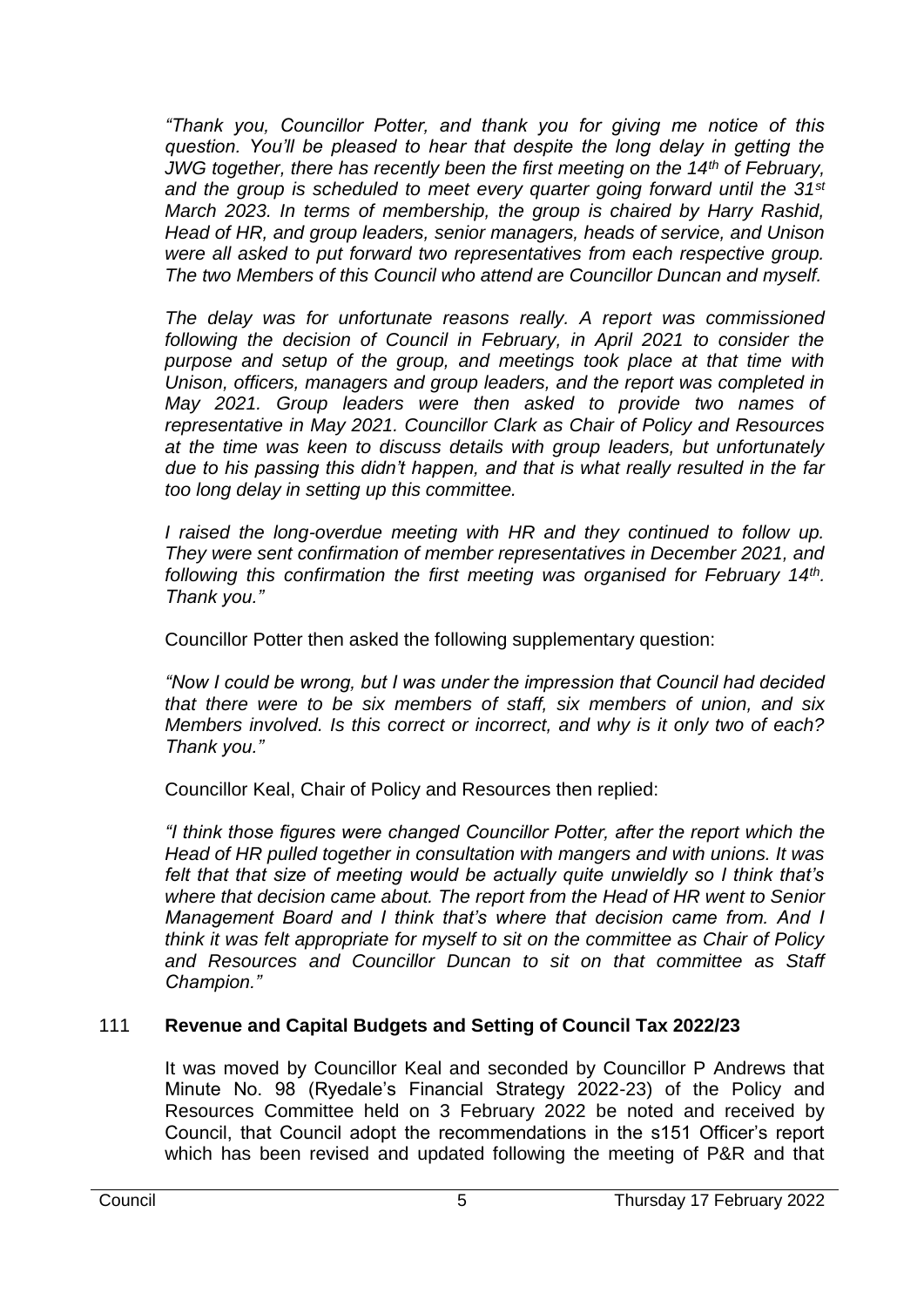*"Thank you, Councillor Potter, and thank you for giving me notice of this question. You'll be pleased to hear that despite the long delay in getting the JWG together, there has recently been the first meeting on the 14th of February, and the group is scheduled to meet every quarter going forward until the 31st March 2023. In terms of membership, the group is chaired by Harry Rashid, Head of HR, and group leaders, senior managers, heads of service, and Unison were all asked to put forward two representatives from each respective group. The two Members of this Council who attend are Councillor Duncan and myself.*

*The delay was for unfortunate reasons really. A report was commissioned following the decision of Council in February, in April 2021 to consider the purpose and setup of the group, and meetings took place at that time with Unison, officers, managers and group leaders, and the report was completed in May 2021. Group leaders were then asked to provide two names of representative in May 2021. Councillor Clark as Chair of Policy and Resources at the time was keen to discuss details with group leaders, but unfortunately due to his passing this didn't happen, and that is what really resulted in the far too long delay in setting up this committee.*

*I raised the long-overdue meeting with HR and they continued to follow up. They were sent confirmation of member representatives in December 2021, and following this confirmation the first meeting was organised for February 14th. Thank you."*

Councillor Potter then asked the following supplementary question:

*"Now I could be wrong, but I was under the impression that Council had decided that there were to be six members of staff, six members of union, and six Members involved. Is this correct or incorrect, and why is it only two of each? Thank you."*

Councillor Keal, Chair of Policy and Resources then replied:

*"I think those figures were changed Councillor Potter, after the report which the Head of HR pulled together in consultation with mangers and with unions. It was felt that that size of meeting would be actually quite unwieldly so I think that's where that decision came about. The report from the Head of HR went to Senior Management Board and I think that's where that decision came from. And I think it was felt appropriate for myself to sit on the committee as Chair of Policy and Resources and Councillor Duncan to sit on that committee as Staff Champion."*

## 111 Revenue and Capital Budgets and Setting of Council Tax 2022/23

It was moved by Councillor Keal and seconded by Councillor P Andrews that Minute No. 98 (Ryedale's Financial Strategy 2022-23) of the Policy and Resources Committee held on 3 February 2022 be noted and received by Council, that Council adopt the recommendations in the s151 Officer's report which has been revised and updated following the meeting of P&R and that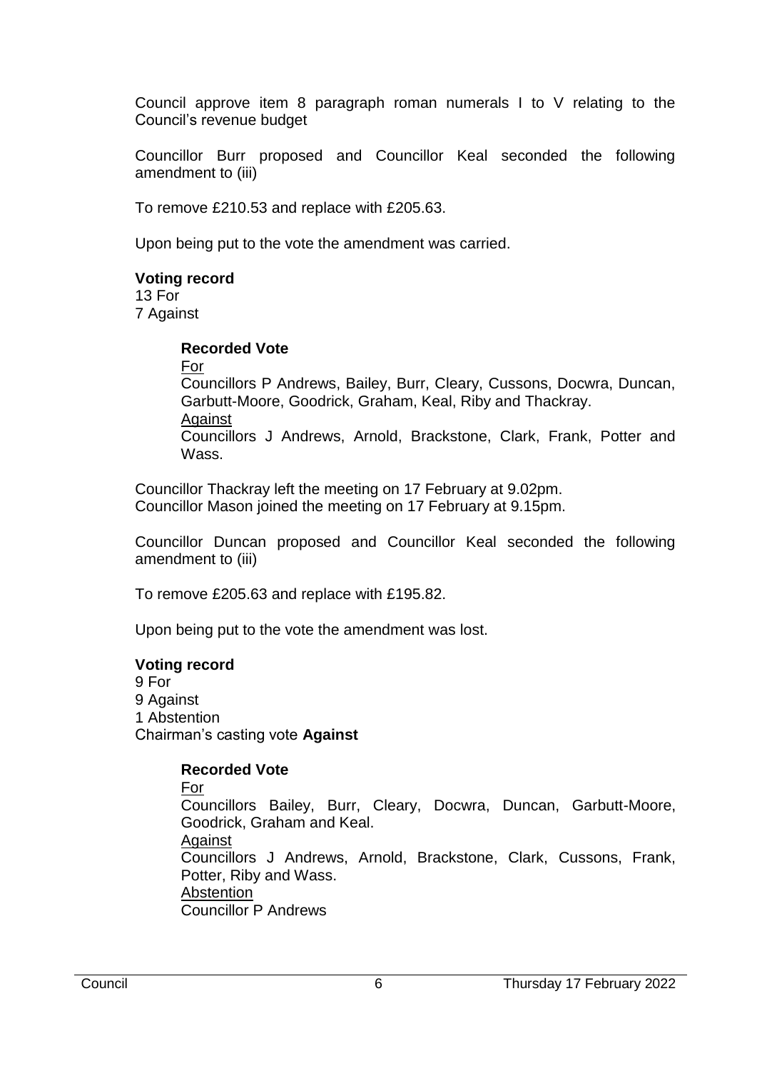Council approve item 8 paragraph roman numerals I to V relating to the Council's revenue budget

Councillor Burr proposed and Councillor Keal seconded the following amendment to (iii)

To remove £210.53 and replace with £205.63.

Upon being put to the vote the amendment was carried.

**Voting record**
13 For
7 Against

> **Recorded Vote**
> For
> Councillors P Andrews, Bailey, Burr, Cleary, Cussons, Docwra, Duncan, Garbutt-Moore, Goodrick, Graham, Keal, Riby and Thackray.
> Against
> Councillors J Andrews, Arnold, Brackstone, Clark, Frank, Potter and Wass.

Councillor Thackray left the meeting on 17 February at 9.02pm.
Councillor Mason joined the meeting on 17 February at 9.15pm.

Councillor Duncan proposed and Councillor Keal seconded the following amendment to (iii)

To remove £205.63 and replace with £195.82.

Upon being put to the vote the amendment was lost.

**Voting record**
9 For
9 Against
1 Abstention
Chairman's casting vote **Against**

> **Recorded Vote**
> For
> Councillors Bailey, Burr, Cleary, Docwra, Duncan, Garbutt-Moore, Goodrick, Graham and Keal.
> Against
> Councillors J Andrews, Arnold, Brackstone, Clark, Cussons, Frank, Potter, Riby and Wass.
> Abstention
> Councillor P Andrews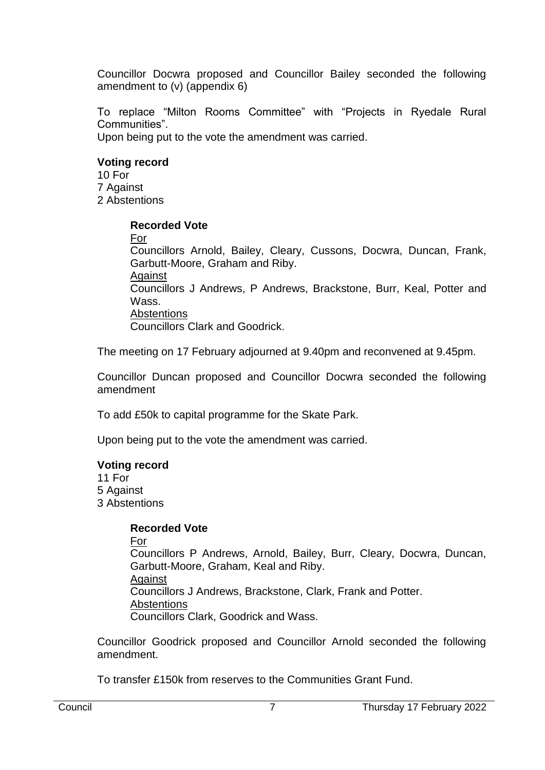Councillor Docwra proposed and Councillor Bailey seconded the following amendment to (v) (appendix 6)

To replace "Milton Rooms Committee" with "Projects in Ryedale Rural Communities".
Upon being put to the vote the amendment was carried.

**Voting record**
10 For
7 Against
2 Abstentions

> **Recorded Vote**
> For
> Councillors Arnold, Bailey, Cleary, Cussons, Docwra, Duncan, Frank, Garbutt-Moore, Graham and Riby.
> Against
> Councillors J Andrews, P Andrews, Brackstone, Burr, Keal, Potter and Wass.
> Abstentions
> Councillors Clark and Goodrick.

The meeting on 17 February adjourned at 9.40pm and reconvened at 9.45pm.

Councillor Duncan proposed and Councillor Docwra seconded the following amendment

To add £50k to capital programme for the Skate Park.

Upon being put to the vote the amendment was carried.

**Voting record**
11 For
5 Against
3 Abstentions

> **Recorded Vote**
> For
> Councillors P Andrews, Arnold, Bailey, Burr, Cleary, Docwra, Duncan, Garbutt-Moore, Graham, Keal and Riby.
> Against
> Councillors J Andrews, Brackstone, Clark, Frank and Potter.
> Abstentions
> Councillors Clark, Goodrick and Wass.

Councillor Goodrick proposed and Councillor Arnold seconded the following amendment.

To transfer £150k from reserves to the Communities Grant Fund.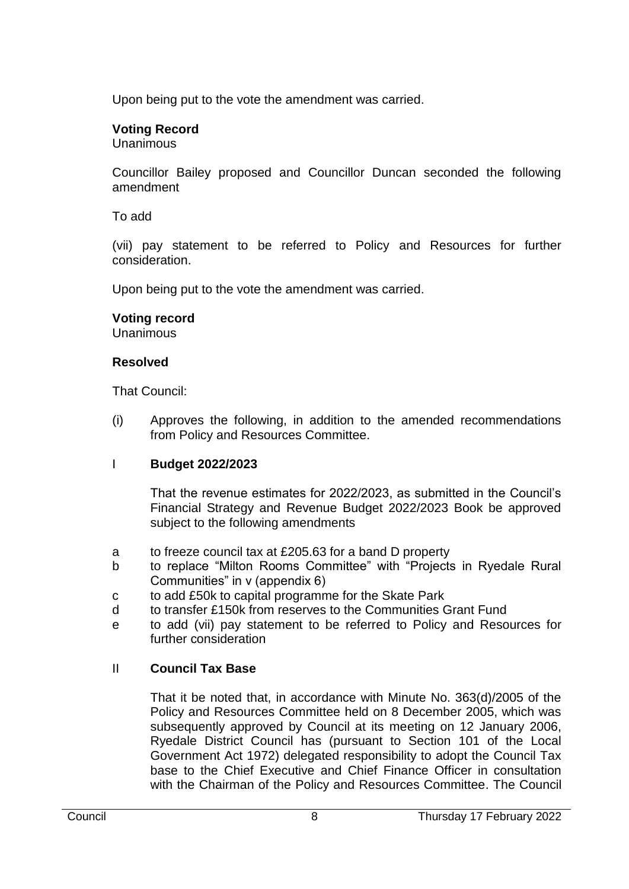Upon being put to the vote the amendment was carried.

**Voting Record**
Unanimous

Councillor Bailey proposed and Councillor Duncan seconded the following amendment

To add

(vii) pay statement to be referred to Policy and Resources for further consideration.

Upon being put to the vote the amendment was carried.

**Voting record**
Unanimous

**Resolved**

That Council:

(i) Approves the following, in addition to the amended recommendations from Policy and Resources Committee.

I **Budget 2022/2023**

That the revenue estimates for 2022/2023, as submitted in the Council's Financial Strategy and Revenue Budget 2022/2023 Book be approved subject to the following amendments

a to freeze council tax at £205.63 for a band D property
b to replace "Milton Rooms Committee" with "Projects in Ryedale Rural Communities" in v (appendix 6)
c to add £50k to capital programme for the Skate Park
d to transfer £150k from reserves to the Communities Grant Fund
e to add (vii) pay statement to be referred to Policy and Resources for further consideration

II **Council Tax Base**

That it be noted that, in accordance with Minute No. 363(d)/2005 of the Policy and Resources Committee held on 8 December 2005, which was subsequently approved by Council at its meeting on 12 January 2006, Ryedale District Council has (pursuant to Section 101 of the Local Government Act 1972) delegated responsibility to adopt the Council Tax base to the Chief Executive and Chief Finance Officer in consultation with the Chairman of the Policy and Resources Committee. The Council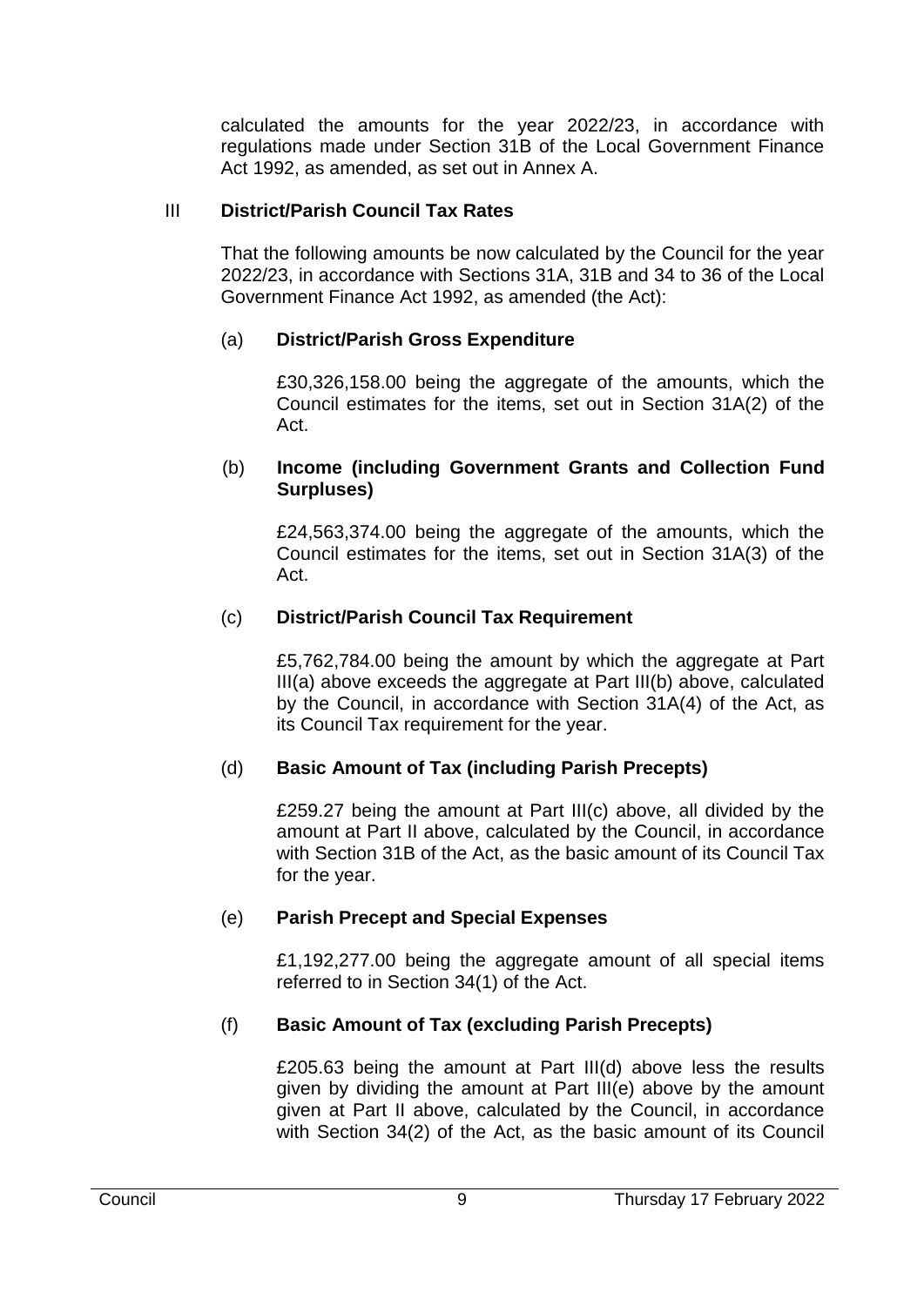calculated the amounts for the year 2022/23, in accordance with regulations made under Section 31B of the Local Government Finance Act 1992, as amended, as set out in Annex A.

## III District/Parish Council Tax Rates

That the following amounts be now calculated by the Council for the year 2022/23, in accordance with Sections 31A, 31B and 34 to 36 of the Local Government Finance Act 1992, as amended (the Act):

### (a) District/Parish Gross Expenditure

£30,326,158.00 being the aggregate of the amounts, which the Council estimates for the items, set out in Section 31A(2) of the Act.

### (b) Income (including Government Grants and Collection Fund Surpluses)

£24,563,374.00 being the aggregate of the amounts, which the Council estimates for the items, set out in Section 31A(3) of the Act.

### (c) District/Parish Council Tax Requirement

£5,762,784.00 being the amount by which the aggregate at Part III(a) above exceeds the aggregate at Part III(b) above, calculated by the Council, in accordance with Section 31A(4) of the Act, as its Council Tax requirement for the year.

### (d) Basic Amount of Tax (including Parish Precepts)

£259.27 being the amount at Part III(c) above, all divided by the amount at Part II above, calculated by the Council, in accordance with Section 31B of the Act, as the basic amount of its Council Tax for the year.

### (e) Parish Precept and Special Expenses

£1,192,277.00 being the aggregate amount of all special items referred to in Section 34(1) of the Act.

### (f) Basic Amount of Tax (excluding Parish Precepts)

£205.63 being the amount at Part III(d) above less the results given by dividing the amount at Part III(e) above by the amount given at Part II above, calculated by the Council, in accordance with Section 34(2) of the Act, as the basic amount of its Council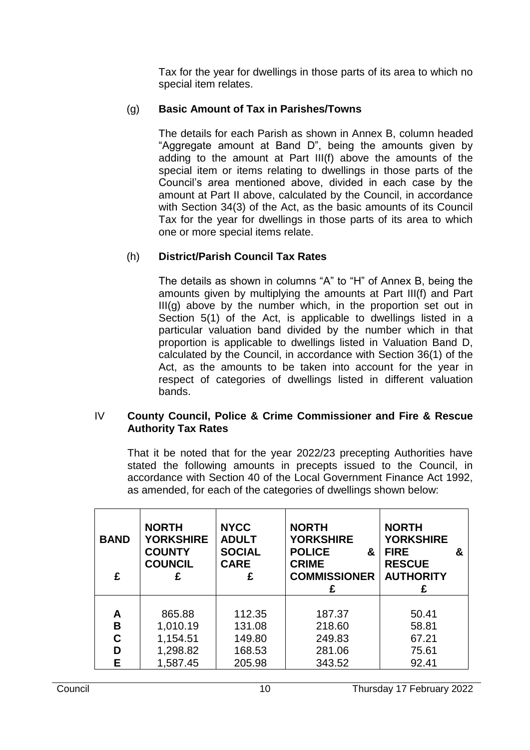Tax for the year for dwellings in those parts of its area to which no special item relates.

(g) **Basic Amount of Tax in Parishes/Towns**

The details for each Parish as shown in Annex B, column headed "Aggregate amount at Band D", being the amounts given by adding to the amount at Part III(f) above the amounts of the special item or items relating to dwellings in those parts of the Council's area mentioned above, divided in each case by the amount at Part II above, calculated by the Council, in accordance with Section 34(3) of the Act, as the basic amounts of its Council Tax for the year for dwellings in those parts of its area to which one or more special items relate.

(h) **District/Parish Council Tax Rates**

The details as shown in columns "A" to "H" of Annex B, being the amounts given by multiplying the amounts at Part III(f) and Part III(g) above by the number which, in the proportion set out in Section 5(1) of the Act, is applicable to dwellings listed in a particular valuation band divided by the number which in that proportion is applicable to dwellings listed in Valuation Band D, calculated by the Council, in accordance with Section 36(1) of the Act, as the amounts to be taken into account for the year in respect of categories of dwellings listed in different valuation bands.

IV **County Council, Police & Crime Commissioner and Fire & Rescue Authority Tax Rates**

That it be noted that for the year 2022/23 precepting Authorities have stated the following amounts in precepts issued to the Council, in accordance with Section 40 of the Local Government Finance Act 1992, as amended, for each of the categories of dwellings shown below:

| BAND £ | NORTH YORKSHIRE COUNTY COUNCIL £ | NYCC ADULT SOCIAL CARE £ | NORTH YORKSHIRE POLICE & CRIME COMMISSIONER £ | NORTH YORKSHIRE FIRE & RESCUE AUTHORITY £ |
|---|---|---|---|---|
| A | 865.88 | 112.35 | 187.37 | 50.41 |
| B | 1,010.19 | 131.08 | 218.60 | 58.81 |
| C | 1,154.51 | 149.80 | 249.83 | 67.21 |
| D | 1,298.82 | 168.53 | 281.06 | 75.61 |
| E | 1,587.45 | 205.98 | 343.52 | 92.41 |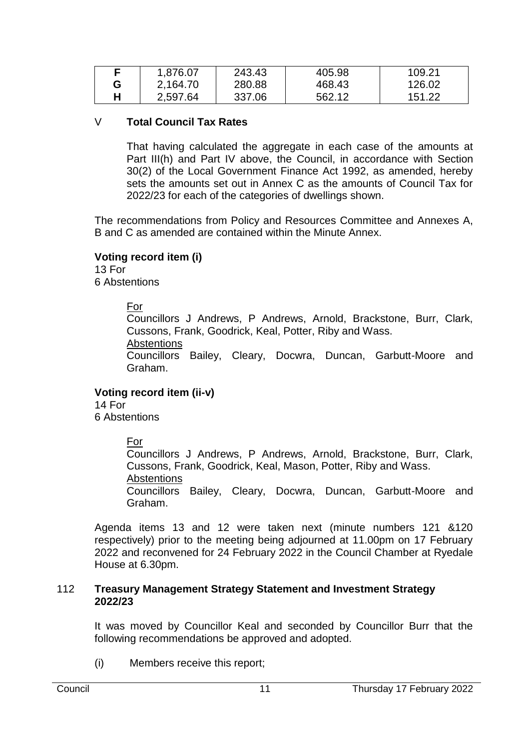| F | 1,876.07 | 243.43 | 405.98 | 109.21 |
|---|---|---|---|---|
| G | 2,164.70 | 280.88 | 468.43 | 126.02 |
| H | 2,597.64 | 337.06 | 562.12 | 151.22 |

V **Total Council Tax Rates**

That having calculated the aggregate in each case of the amounts at Part III(h) and Part IV above, the Council, in accordance with Section 30(2) of the Local Government Finance Act 1992, as amended, hereby sets the amounts set out in Annex C as the amounts of Council Tax for 2022/23 for each of the categories of dwellings shown.

The recommendations from Policy and Resources Committee and Annexes A, B and C as amended are contained within the Minute Annex.

**Voting record item (i)**
13 For
6 Abstentions

For
Councillors J Andrews, P Andrews, Arnold, Brackstone, Burr, Clark, Cussons, Frank, Goodrick, Keal, Potter, Riby and Wass.
Abstentions
Councillors Bailey, Cleary, Docwra, Duncan, Garbutt-Moore and Graham.

**Voting record item (ii-v)**
14 For
6 Abstentions

For
Councillors J Andrews, P Andrews, Arnold, Brackstone, Burr, Clark, Cussons, Frank, Goodrick, Keal, Mason, Potter, Riby and Wass.
Abstentions
Councillors Bailey, Cleary, Docwra, Duncan, Garbutt-Moore and Graham.

Agenda items 13 and 12 were taken next (minute numbers 121 &120 respectively) prior to the meeting being adjourned at 11.00pm on 17 February 2022 and reconvened for 24 February 2022 in the Council Chamber at Ryedale House at 6.30pm.

## 112 Treasury Management Strategy Statement and Investment Strategy 2022/23

It was moved by Councillor Keal and seconded by Councillor Burr that the following recommendations be approved and adopted.

(i) Members receive this report;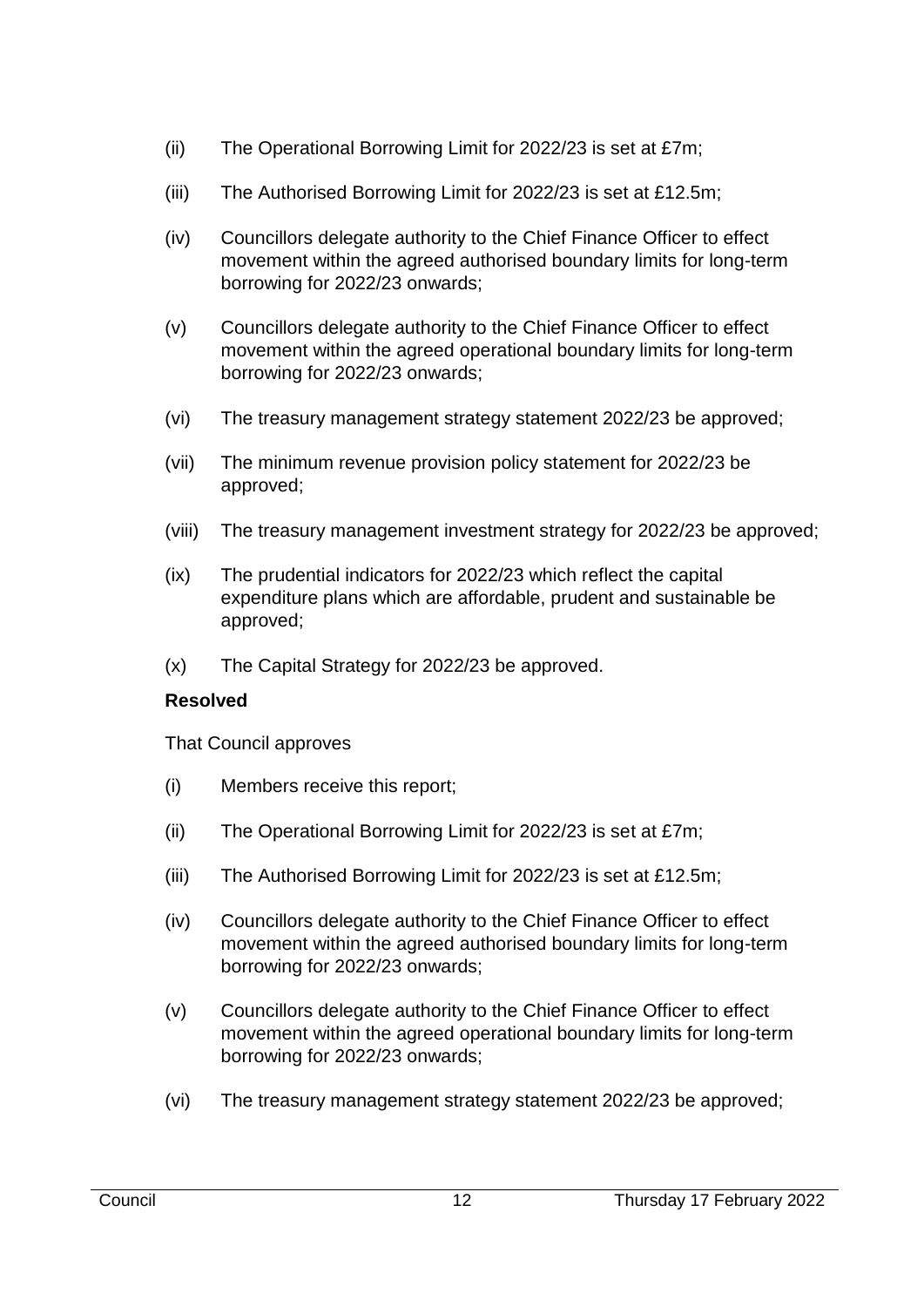(ii) The Operational Borrowing Limit for 2022/23 is set at £7m;

(iii) The Authorised Borrowing Limit for 2022/23 is set at £12.5m;

(iv) Councillors delegate authority to the Chief Finance Officer to effect movement within the agreed authorised boundary limits for long-term borrowing for 2022/23 onwards;

(v) Councillors delegate authority to the Chief Finance Officer to effect movement within the agreed operational boundary limits for long-term borrowing for 2022/23 onwards;

(vi) The treasury management strategy statement 2022/23 be approved;

(vii) The minimum revenue provision policy statement for 2022/23 be approved;

(viii) The treasury management investment strategy for 2022/23 be approved;

(ix) The prudential indicators for 2022/23 which reflect the capital expenditure plans which are affordable, prudent and sustainable be approved;

(x) The Capital Strategy for 2022/23 be approved.

**Resolved**

That Council approves

(i) Members receive this report;

(ii) The Operational Borrowing Limit for 2022/23 is set at £7m;

(iii) The Authorised Borrowing Limit for 2022/23 is set at £12.5m;

(iv) Councillors delegate authority to the Chief Finance Officer to effect movement within the agreed authorised boundary limits for long-term borrowing for 2022/23 onwards;

(v) Councillors delegate authority to the Chief Finance Officer to effect movement within the agreed operational boundary limits for long-term borrowing for 2022/23 onwards;

(vi) The treasury management strategy statement 2022/23 be approved;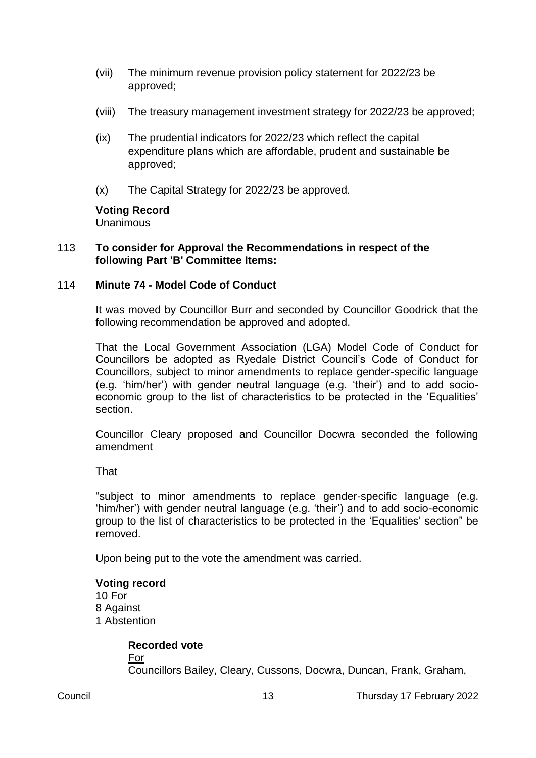(vii) The minimum revenue provision policy statement for 2022/23 be approved;

(viii) The treasury management investment strategy for 2022/23 be approved;

(ix) The prudential indicators for 2022/23 which reflect the capital expenditure plans which are affordable, prudent and sustainable be approved;

(x) The Capital Strategy for 2022/23 be approved.

**Voting Record**
Unanimous

113 **To consider for Approval the Recommendations in respect of the following Part 'B' Committee Items:**

114 **Minute 74 - Model Code of Conduct**

It was moved by Councillor Burr and seconded by Councillor Goodrick that the following recommendation be approved and adopted.

That the Local Government Association (LGA) Model Code of Conduct for Councillors be adopted as Ryedale District Council's Code of Conduct for Councillors, subject to minor amendments to replace gender-specific language (e.g. 'him/her') with gender neutral language (e.g. 'their') and to add socio-economic group to the list of characteristics to be protected in the 'Equalities' section.

Councillor Cleary proposed and Councillor Docwra seconded the following amendment

That

"subject to minor amendments to replace gender-specific language (e.g. 'him/her') with gender neutral language (e.g. 'their') and to add socio-economic group to the list of characteristics to be protected in the 'Equalities' section" be removed.

Upon being put to the vote the amendment was carried.

**Voting record**
10 For
8 Against
1 Abstention

**Recorded vote**
For
Councillors Bailey, Cleary, Cussons, Docwra, Duncan, Frank, Graham,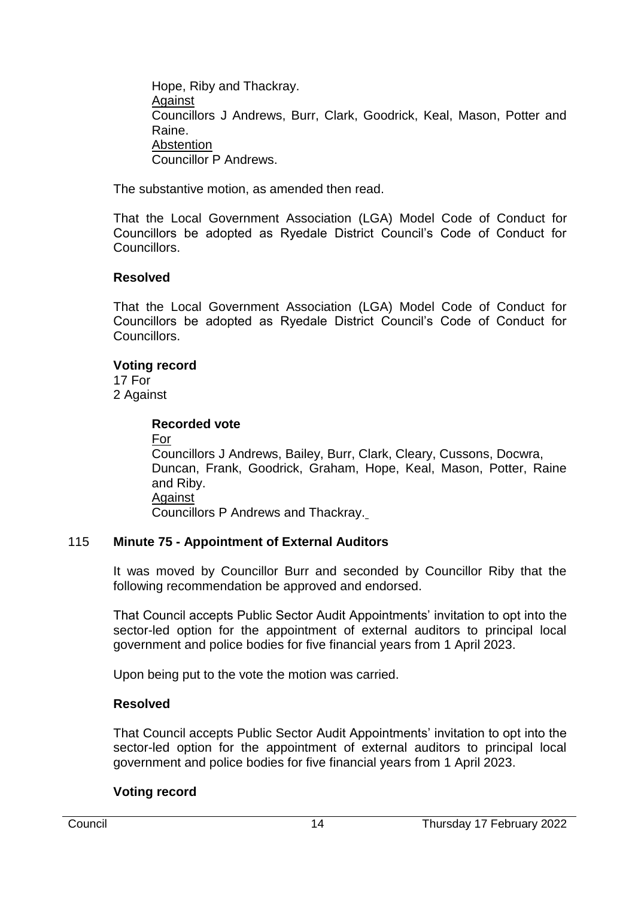Hope, Riby and Thackray.
Against
Councillors J Andrews, Burr, Clark, Goodrick, Keal, Mason, Potter and Raine.
Abstention
Councillor P Andrews.

The substantive motion, as amended then read.

That the Local Government Association (LGA) Model Code of Conduct for Councillors be adopted as Ryedale District Council's Code of Conduct for Councillors.

**Resolved**

That the Local Government Association (LGA) Model Code of Conduct for Councillors be adopted as Ryedale District Council's Code of Conduct for Councillors.

**Voting record**
17 For
2 Against

**Recorded vote**
For
Councillors J Andrews, Bailey, Burr, Clark, Cleary, Cussons, Docwra, Duncan, Frank, Goodrick, Graham, Hope, Keal, Mason, Potter, Raine and Riby.
Against
Councillors P Andrews and Thackray.

## 115 Minute 75 - Appointment of External Auditors

It was moved by Councillor Burr and seconded by Councillor Riby that the following recommendation be approved and endorsed.

That Council accepts Public Sector Audit Appointments' invitation to opt into the sector-led option for the appointment of external auditors to principal local government and police bodies for five financial years from 1 April 2023.

Upon being put to the vote the motion was carried.

**Resolved**

That Council accepts Public Sector Audit Appointments' invitation to opt into the sector-led option for the appointment of external auditors to principal local government and police bodies for five financial years from 1 April 2023.

**Voting record**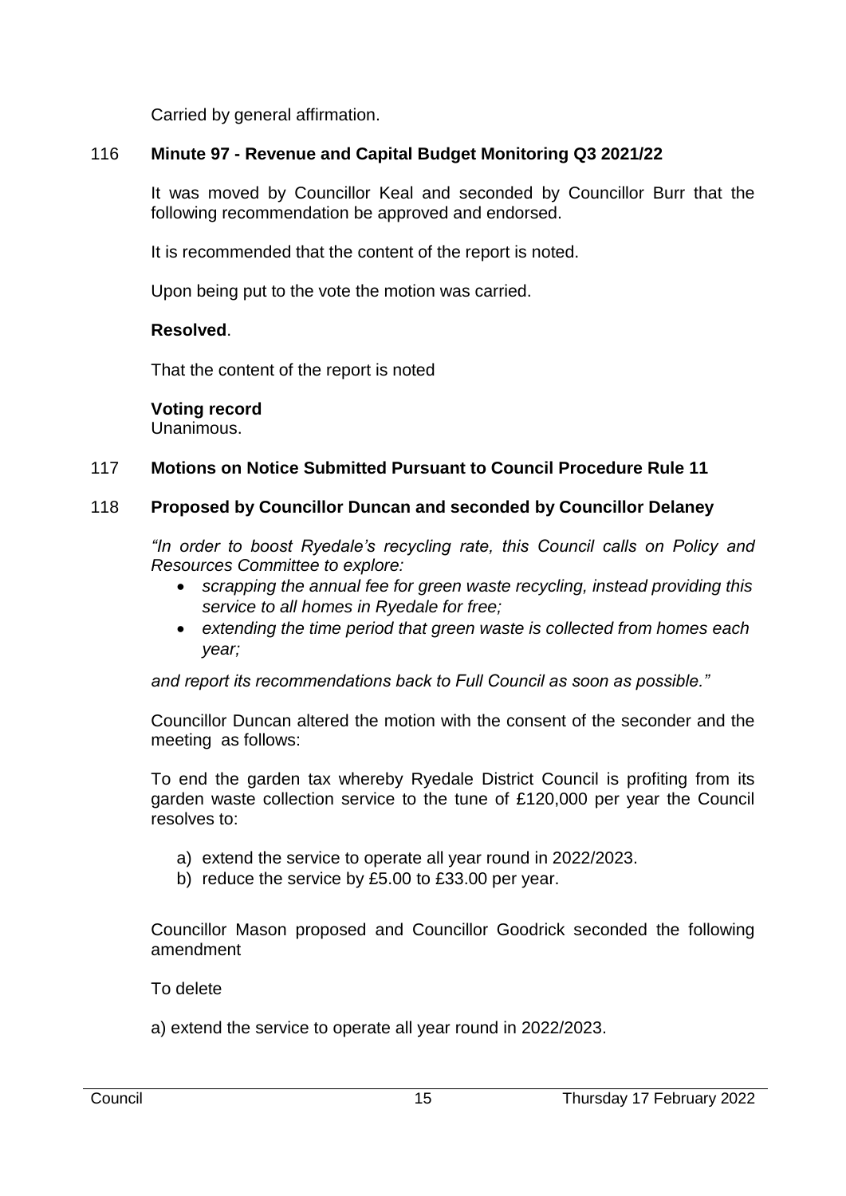Carried by general affirmation.

116 **Minute 97 - Revenue and Capital Budget Monitoring Q3 2021/22**

It was moved by Councillor Keal and seconded by Councillor Burr that the following recommendation be approved and endorsed.

It is recommended that the content of the report is noted.

Upon being put to the vote the motion was carried.

**Resolved**.

That the content of the report is noted

**Voting record**
Unanimous.

117 **Motions on Notice Submitted Pursuant to Council Procedure Rule 11**

118 **Proposed by Councillor Duncan and seconded by Councillor Delaney**

*"In order to boost Ryedale's recycling rate, this Council calls on Policy and Resources Committee to explore:*

- *scrapping the annual fee for green waste recycling, instead providing this service to all homes in Ryedale for free;*
- *extending the time period that green waste is collected from homes each year;*

*and report its recommendations back to Full Council as soon as possible."*

Councillor Duncan altered the motion with the consent of the seconder and the meeting as follows:

To end the garden tax whereby Ryedale District Council is profiting from its garden waste collection service to the tune of £120,000 per year the Council resolves to:

a) extend the service to operate all year round in 2022/2023.
b) reduce the service by £5.00 to £33.00 per year.

Councillor Mason proposed and Councillor Goodrick seconded the following amendment

To delete

a) extend the service to operate all year round in 2022/2023.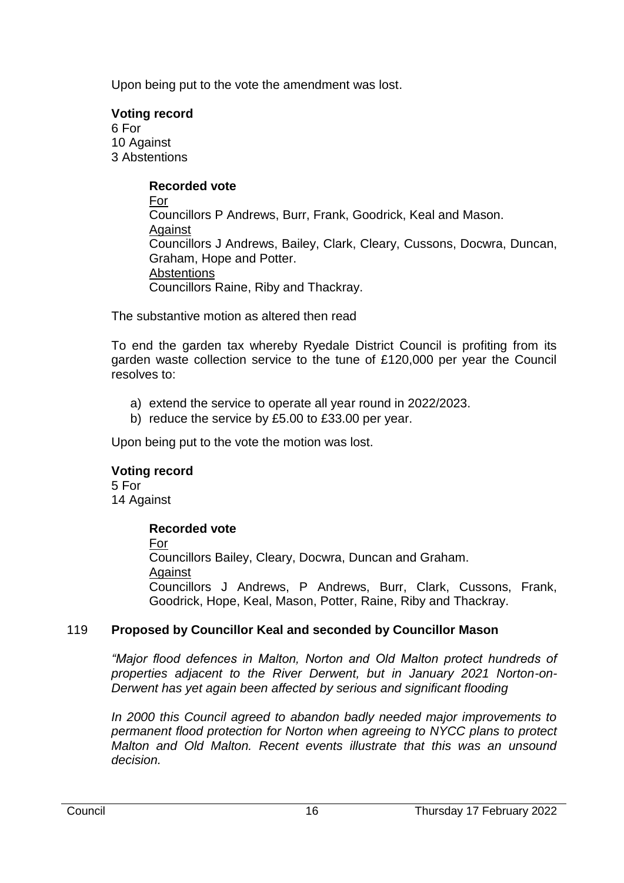Upon being put to the vote the amendment was lost.

**Voting record**
6 For
10 Against
3 Abstentions

> **Recorded vote**
> For
> Councillors P Andrews, Burr, Frank, Goodrick, Keal and Mason.
> Against
> Councillors J Andrews, Bailey, Clark, Cleary, Cussons, Docwra, Duncan, Graham, Hope and Potter.
> Abstentions
> Councillors Raine, Riby and Thackray.

The substantive motion as altered then read

To end the garden tax whereby Ryedale District Council is profiting from its garden waste collection service to the tune of £120,000 per year the Council resolves to:

a) extend the service to operate all year round in 2022/2023.
b) reduce the service by £5.00 to £33.00 per year.

Upon being put to the vote the motion was lost.

**Voting record**
5 For
14 Against

> **Recorded vote**
> For
> Councillors Bailey, Cleary, Docwra, Duncan and Graham.
> Against
> Councillors J Andrews, P Andrews, Burr, Clark, Cussons, Frank, Goodrick, Hope, Keal, Mason, Potter, Raine, Riby and Thackray.

## 119 Proposed by Councillor Keal and seconded by Councillor Mason

*"Major flood defences in Malton, Norton and Old Malton protect hundreds of properties adjacent to the River Derwent, but in January 2021 Norton-on-Derwent has yet again been affected by serious and significant flooding*

*In 2000 this Council agreed to abandon badly needed major improvements to permanent flood protection for Norton when agreeing to NYCC plans to protect Malton and Old Malton. Recent events illustrate that this was an unsound decision.*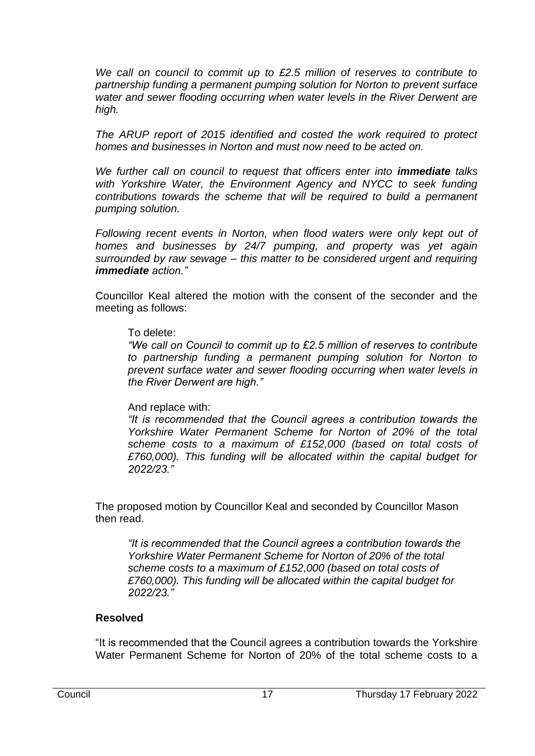*We call on council to commit up to £2.5 million of reserves to contribute to partnership funding a permanent pumping solution for Norton to prevent surface water and sewer flooding occurring when water levels in the River Derwent are high.*

*The ARUP report of 2015 identified and costed the work required to protect homes and businesses in Norton and must now need to be acted on.*

*We further call on council to request that officers enter into* ***immediate*** *talks with Yorkshire Water, the Environment Agency and NYCC to seek funding contributions towards the scheme that will be required to build a permanent pumping solution.*

*Following recent events in Norton, when flood waters were only kept out of homes and businesses by 24/7 pumping, and property was yet again surrounded by raw sewage – this matter to be considered urgent and requiring* ***immediate*** *action."*

Councillor Keal altered the motion with the consent of the seconder and the meeting as follows:

> To delete:
> *"We call on Council to commit up to £2.5 million of reserves to contribute to partnership funding a permanent pumping solution for Norton to prevent surface water and sewer flooding occurring when water levels in the River Derwent are high."*
>
> And replace with:
> *"It is recommended that the Council agrees a contribution towards the Yorkshire Water Permanent Scheme for Norton of 20% of the total scheme costs to a maximum of £152,000 (based on total costs of £760,000). This funding will be allocated within the capital budget for 2022/23."*

The proposed motion by Councillor Keal and seconded by Councillor Mason then read.

> *"It is recommended that the Council agrees a contribution towards the Yorkshire Water Permanent Scheme for Norton of 20% of the total scheme costs to a maximum of £152,000 (based on total costs of £760,000). This funding will be allocated within the capital budget for 2022/23."*

**Resolved**

"It is recommended that the Council agrees a contribution towards the Yorkshire Water Permanent Scheme for Norton of 20% of the total scheme costs to a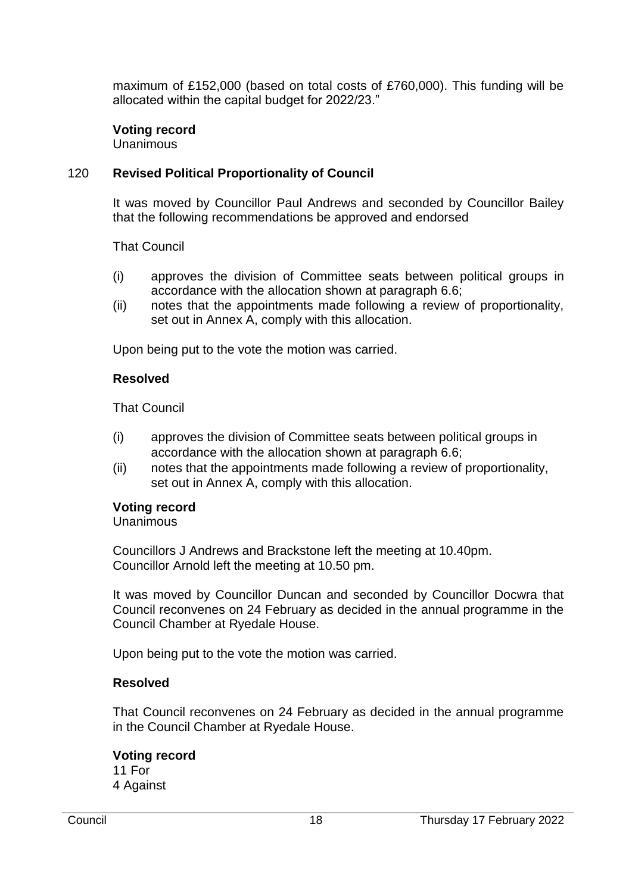maximum of £152,000 (based on total costs of £760,000). This funding will be allocated within the capital budget for 2022/23."

**Voting record**
Unanimous

## 120 Revised Political Proportionality of Council

It was moved by Councillor Paul Andrews and seconded by Councillor Bailey that the following recommendations be approved and endorsed

That Council

(i) approves the division of Committee seats between political groups in accordance with the allocation shown at paragraph 6.6;
(ii) notes that the appointments made following a review of proportionality, set out in Annex A, comply with this allocation.

Upon being put to the vote the motion was carried.

**Resolved**

That Council

(i) approves the division of Committee seats between political groups in accordance with the allocation shown at paragraph 6.6;
(ii) notes that the appointments made following a review of proportionality, set out in Annex A, comply with this allocation.

**Voting record**
Unanimous

Councillors J Andrews and Brackstone left the meeting at 10.40pm.
Councillor Arnold left the meeting at 10.50 pm.

It was moved by Councillor Duncan and seconded by Councillor Docwra that Council reconvenes on 24 February as decided in the annual programme in the Council Chamber at Ryedale House.

Upon being put to the vote the motion was carried.

**Resolved**

That Council reconvenes on 24 February as decided in the annual programme in the Council Chamber at Ryedale House.

**Voting record**
11 For
4 Against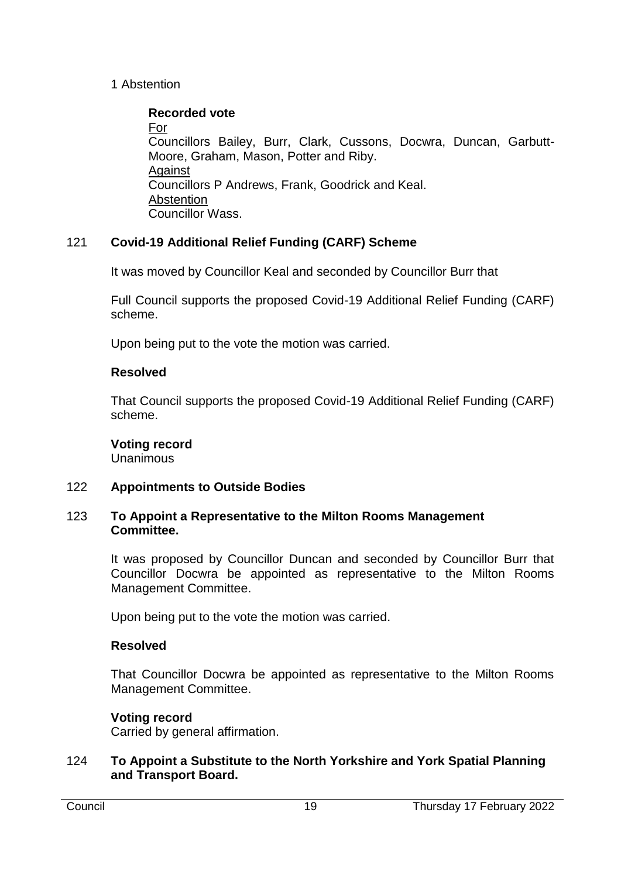1 Abstention

**Recorded vote**
For
Councillors Bailey, Burr, Clark, Cussons, Docwra, Duncan, Garbutt-Moore, Graham, Mason, Potter and Riby.
Against
Councillors P Andrews, Frank, Goodrick and Keal.
Abstention
Councillor Wass.

## 121 Covid-19 Additional Relief Funding (CARF) Scheme

It was moved by Councillor Keal and seconded by Councillor Burr that

Full Council supports the proposed Covid-19 Additional Relief Funding (CARF) scheme.

Upon being put to the vote the motion was carried.

**Resolved**

That Council supports the proposed Covid-19 Additional Relief Funding (CARF) scheme.

**Voting record**
Unanimous

## 122 Appointments to Outside Bodies

## 123 To Appoint a Representative to the Milton Rooms Management Committee.

It was proposed by Councillor Duncan and seconded by Councillor Burr that Councillor Docwra be appointed as representative to the Milton Rooms Management Committee.

Upon being put to the vote the motion was carried.

**Resolved**

That Councillor Docwra be appointed as representative to the Milton Rooms Management Committee.

**Voting record**
Carried by general affirmation.

## 124 To Appoint a Substitute to the North Yorkshire and York Spatial Planning and Transport Board.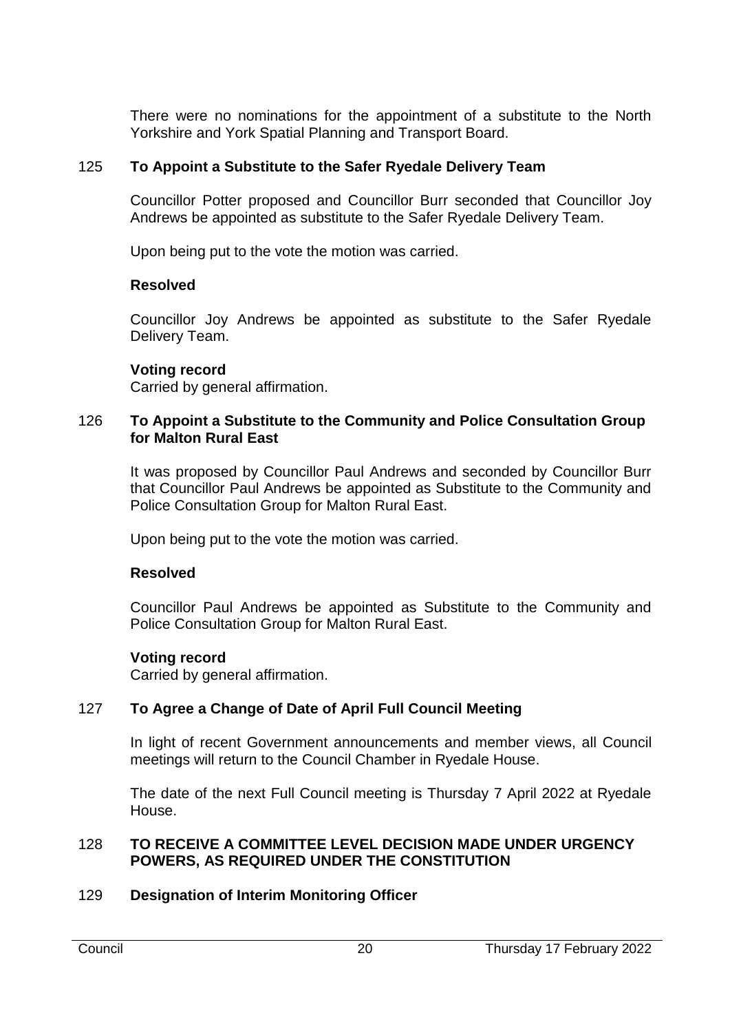There were no nominations for the appointment of a substitute to the North Yorkshire and York Spatial Planning and Transport Board.

## 125 To Appoint a Substitute to the Safer Ryedale Delivery Team

Councillor Potter proposed and Councillor Burr seconded that Councillor Joy Andrews be appointed as substitute to the Safer Ryedale Delivery Team.

Upon being put to the vote the motion was carried.

**Resolved**

Councillor Joy Andrews be appointed as substitute to the Safer Ryedale Delivery Team.

**Voting record**
Carried by general affirmation.

## 126 To Appoint a Substitute to the Community and Police Consultation Group for Malton Rural East

It was proposed by Councillor Paul Andrews and seconded by Councillor Burr that Councillor Paul Andrews be appointed as Substitute to the Community and Police Consultation Group for Malton Rural East.

Upon being put to the vote the motion was carried.

**Resolved**

Councillor Paul Andrews be appointed as Substitute to the Community and Police Consultation Group for Malton Rural East.

**Voting record**
Carried by general affirmation.

## 127 To Agree a Change of Date of April Full Council Meeting

In light of recent Government announcements and member views, all Council meetings will return to the Council Chamber in Ryedale House.

The date of the next Full Council meeting is Thursday 7 April 2022 at Ryedale House.

## 128 TO RECEIVE A COMMITTEE LEVEL DECISION MADE UNDER URGENCY POWERS, AS REQUIRED UNDER THE CONSTITUTION

## 129 Designation of Interim Monitoring Officer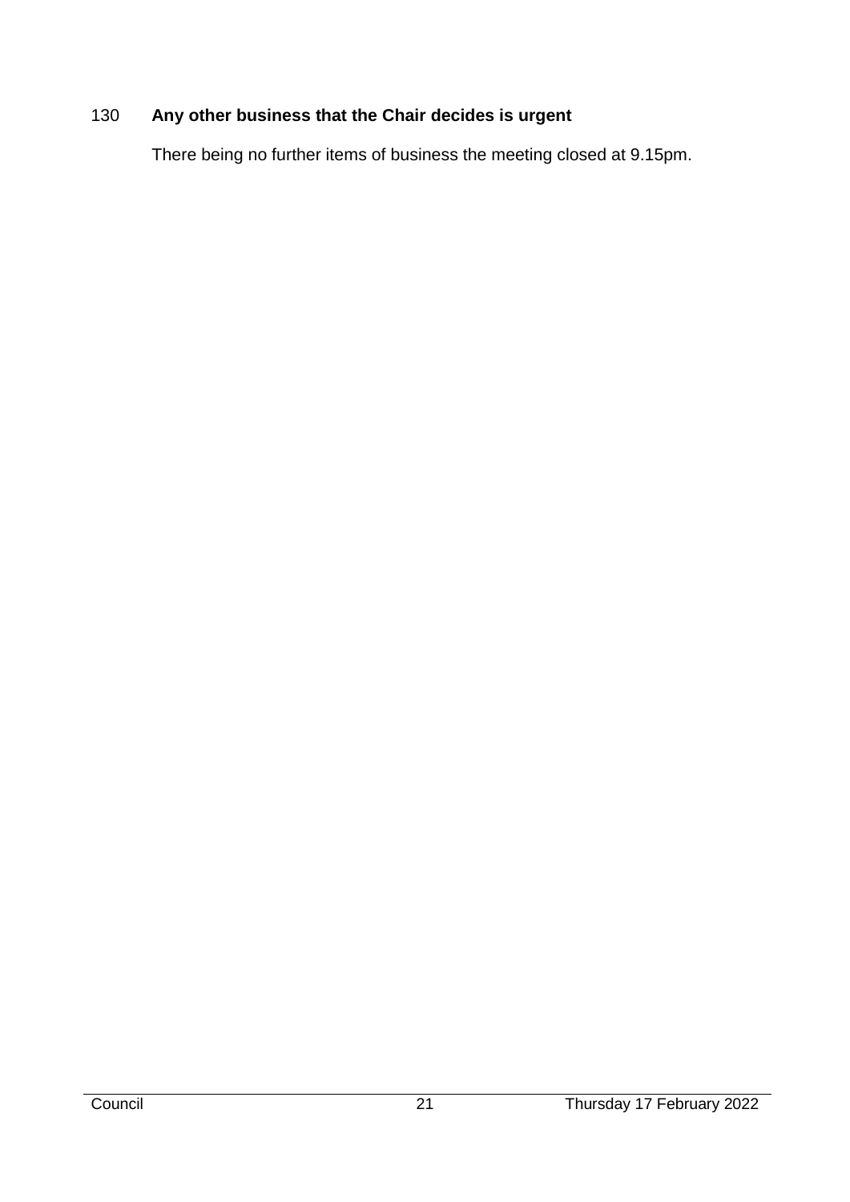### 130 Any other business that the Chair decides is urgent

There being no further items of business the meeting closed at 9.15pm.